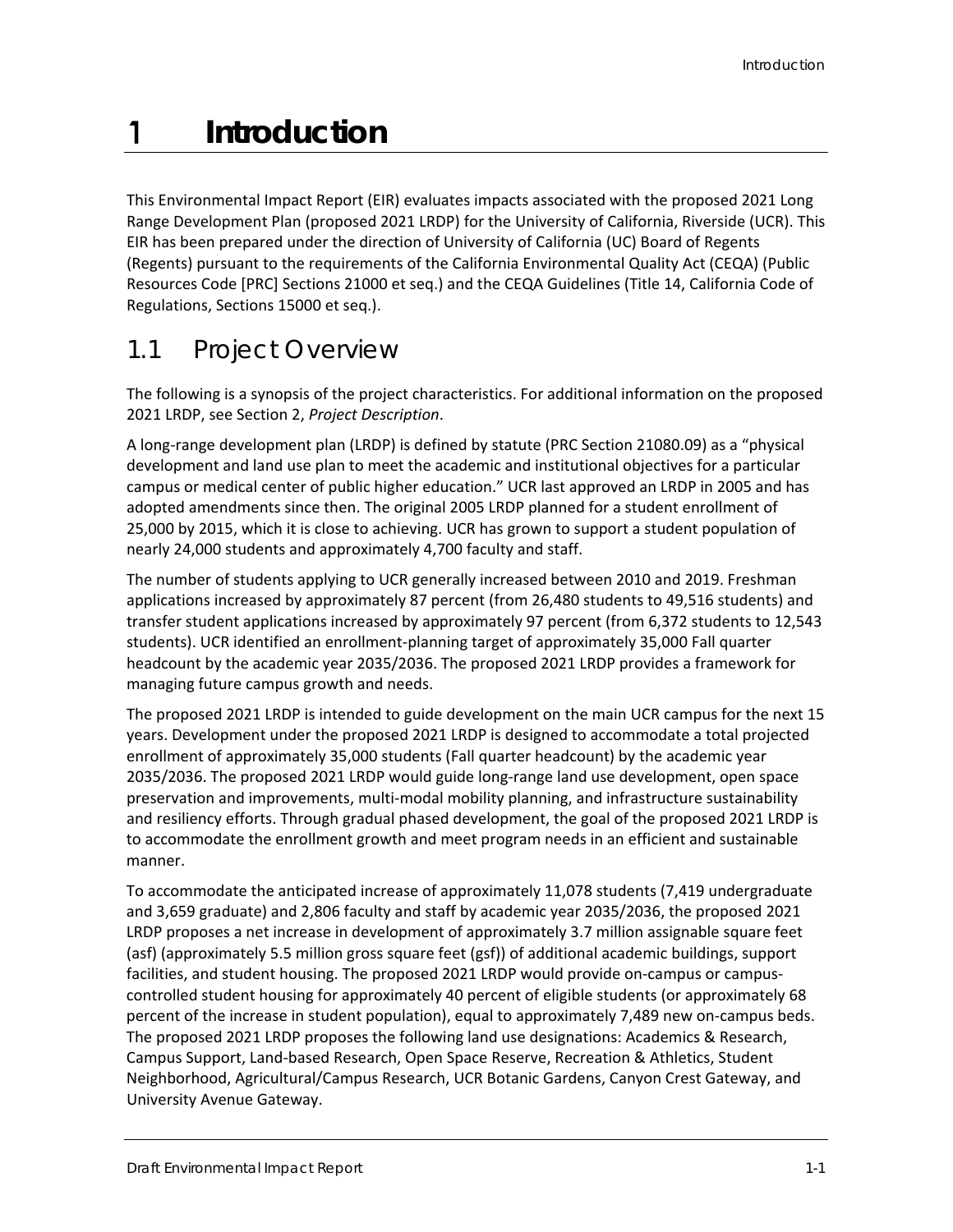# 1 Introduction

This Environmental Impact Report (EIR) evaluates impacts associated with the proposed 2021 Long Range Development Plan (proposed 2021 LRDP) for the University of California, Riverside (UCR). This EIR has been prepared under the direction of University of California (UC) Board of Regents (Regents) pursuant to the requirements of the California Environmental Quality Act (CEQA) (Public Resources Code [PRC] Sections 21000 et seq.) and the CEQA Guidelines (Title 14, California Code of Regulations, Sections 15000 et seq.).

## 1.1 Project Overview

The following is a synopsis of the project characteristics. For additional information on the proposed 2021 LRDP, see Section 2, *Project Description*.

A long-range development plan (LRDP) is defined by statute (PRC Section 21080.09) as a "physical development and land use plan to meet the academic and institutional objectives for a particular campus or medical center of public higher education." UCR last approved an LRDP in 2005 and has adopted amendments since then. The original 2005 LRDP planned for a student enrollment of 25,000 by 2015, which it is close to achieving. UCR has grown to support a student population of nearly 24,000 students and approximately 4,700 faculty and staff.

The number of students applying to UCR generally increased between 2010 and 2019. Freshman applications increased by approximately 87 percent (from 26,480 students to 49,516 students) and transfer student applications increased by approximately 97 percent (from 6,372 students to 12,543 students). UCR identified an enrollment-planning target of approximately 35,000 Fall quarter headcount by the academic year 2035/2036. The proposed 2021 LRDP provides a framework for managing future campus growth and needs.

The proposed 2021 LRDP is intended to guide development on the main UCR campus for the next 15 years. Development under the proposed 2021 LRDP is designed to accommodate a total projected enrollment of approximately 35,000 students (Fall quarter headcount) by the academic year 2035/2036. The proposed 2021 LRDP would guide long-range land use development, open space preservation and improvements, multi-modal mobility planning, and infrastructure sustainability and resiliency efforts. Through gradual phased development, the goal of the proposed 2021 LRDP is to accommodate the enrollment growth and meet program needs in an efficient and sustainable manner.

To accommodate the anticipated increase of approximately 11,078 students (7,419 undergraduate and 3,659 graduate) and 2,806 faculty and staff by academic year 2035/2036, the proposed 2021 LRDP proposes a net increase in development of approximately 3.7 million assignable square feet (asf) (approximately 5.5 million gross square feet (gsf)) of additional academic buildings, support facilities, and student housing. The proposed 2021 LRDP would provide on-campus or campus-controlled student housing for approximately 40 percent of eligible students (or approximately 68 percent of the increase in student population), equal to approximately 7,489 new on-campus beds. The proposed 2021 LRDP proposes the following land use designations: Academics & Research, Campus Support, Land-based Research, Open Space Reserve, Recreation & Athletics, Student Neighborhood, Agricultural/Campus Research, UCR Botanic Gardens, Canyon Crest Gateway, and University Avenue Gateway.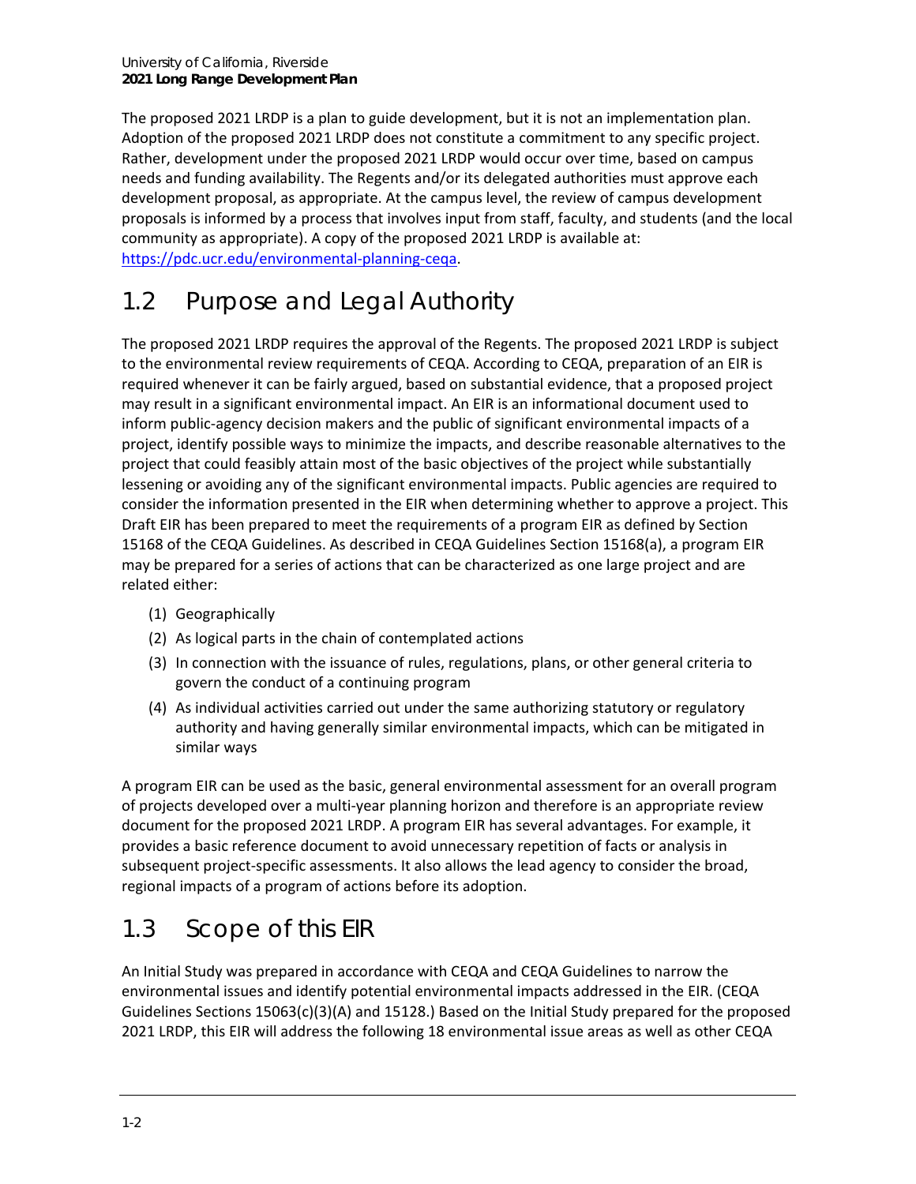The proposed 2021 LRDP is a plan to guide development, but it is not an implementation plan. Adoption of the proposed 2021 LRDP does not constitute a commitment to any specific project. Rather, development under the proposed 2021 LRDP would occur over time, based on campus needs and funding availability. The Regents and/or its delegated authorities must approve each development proposal, as appropriate. At the campus level, the review of campus development proposals is informed by a process that involves input from staff, faculty, and students (and the local community as appropriate). A copy of the proposed 2021 LRDP is available at: https://pdc.ucr.edu/environmental-planning-ceqa.

## 1.2 Purpose and Legal Authority

The proposed 2021 LRDP requires the approval of the Regents. The proposed 2021 LRDP is subject to the environmental review requirements of CEQA. According to CEQA, preparation of an EIR is required whenever it can be fairly argued, based on substantial evidence, that a proposed project may result in a significant environmental impact. An EIR is an informational document used to inform public-agency decision makers and the public of significant environmental impacts of a project, identify possible ways to minimize the impacts, and describe reasonable alternatives to the project that could feasibly attain most of the basic objectives of the project while substantially lessening or avoiding any of the significant environmental impacts. Public agencies are required to consider the information presented in the EIR when determining whether to approve a project. This Draft EIR has been prepared to meet the requirements of a program EIR as defined by Section 15168 of the CEQA Guidelines. As described in CEQA Guidelines Section 15168(a), a program EIR may be prepared for a series of actions that can be characterized as one large project and are related either:

(1) Geographically
(2) As logical parts in the chain of contemplated actions
(3) In connection with the issuance of rules, regulations, plans, or other general criteria to govern the conduct of a continuing program
(4) As individual activities carried out under the same authorizing statutory or regulatory authority and having generally similar environmental impacts, which can be mitigated in similar ways

A program EIR can be used as the basic, general environmental assessment for an overall program of projects developed over a multi-year planning horizon and therefore is an appropriate review document for the proposed 2021 LRDP. A program EIR has several advantages. For example, it provides a basic reference document to avoid unnecessary repetition of facts or analysis in subsequent project-specific assessments. It also allows the lead agency to consider the broad, regional impacts of a program of actions before its adoption.

## 1.3 Scope of this EIR

An Initial Study was prepared in accordance with CEQA and CEQA Guidelines to narrow the environmental issues and identify potential environmental impacts addressed in the EIR. (CEQA Guidelines Sections 15063(c)(3)(A) and 15128.) Based on the Initial Study prepared for the proposed 2021 LRDP, this EIR will address the following 18 environmental issue areas as well as other CEQA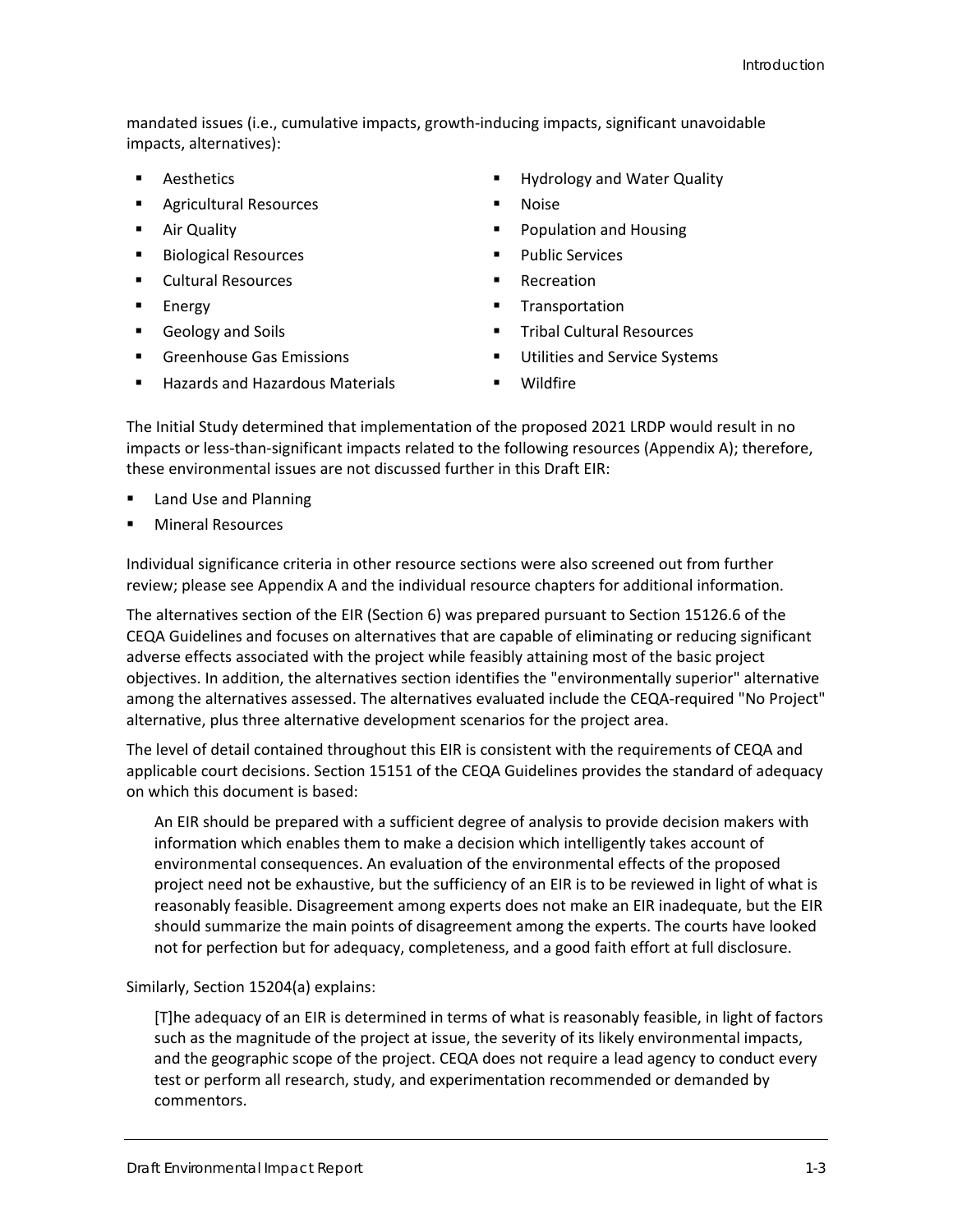mandated issues (i.e., cumulative impacts, growth-inducing impacts, significant unavoidable impacts, alternatives):

- Aesthetics
- Agricultural Resources
- Air Quality
- Biological Resources
- Cultural Resources
- Energy
- Geology and Soils
- Greenhouse Gas Emissions
- Hazards and Hazardous Materials
- Hydrology and Water Quality
- Noise
- Population and Housing
- Public Services
- Recreation
- Transportation
- Tribal Cultural Resources
- Utilities and Service Systems
- Wildfire

The Initial Study determined that implementation of the proposed 2021 LRDP would result in no impacts or less-than-significant impacts related to the following resources (Appendix A); therefore, these environmental issues are not discussed further in this Draft EIR:

- Land Use and Planning
- Mineral Resources

Individual significance criteria in other resource sections were also screened out from further review; please see Appendix A and the individual resource chapters for additional information.

The alternatives section of the EIR (Section 6) was prepared pursuant to Section 15126.6 of the CEQA Guidelines and focuses on alternatives that are capable of eliminating or reducing significant adverse effects associated with the project while feasibly attaining most of the basic project objectives. In addition, the alternatives section identifies the "environmentally superior" alternative among the alternatives assessed. The alternatives evaluated include the CEQA-required "No Project" alternative, plus three alternative development scenarios for the project area.

The level of detail contained throughout this EIR is consistent with the requirements of CEQA and applicable court decisions. Section 15151 of the CEQA Guidelines provides the standard of adequacy on which this document is based:

> An EIR should be prepared with a sufficient degree of analysis to provide decision makers with information which enables them to make a decision which intelligently takes account of environmental consequences. An evaluation of the environmental effects of the proposed project need not be exhaustive, but the sufficiency of an EIR is to be reviewed in light of what is reasonably feasible. Disagreement among experts does not make an EIR inadequate, but the EIR should summarize the main points of disagreement among the experts. The courts have looked not for perfection but for adequacy, completeness, and a good faith effort at full disclosure.

Similarly, Section 15204(a) explains:

> [T]he adequacy of an EIR is determined in terms of what is reasonably feasible, in light of factors such as the magnitude of the project at issue, the severity of its likely environmental impacts, and the geographic scope of the project. CEQA does not require a lead agency to conduct every test or perform all research, study, and experimentation recommended or demanded by commentors.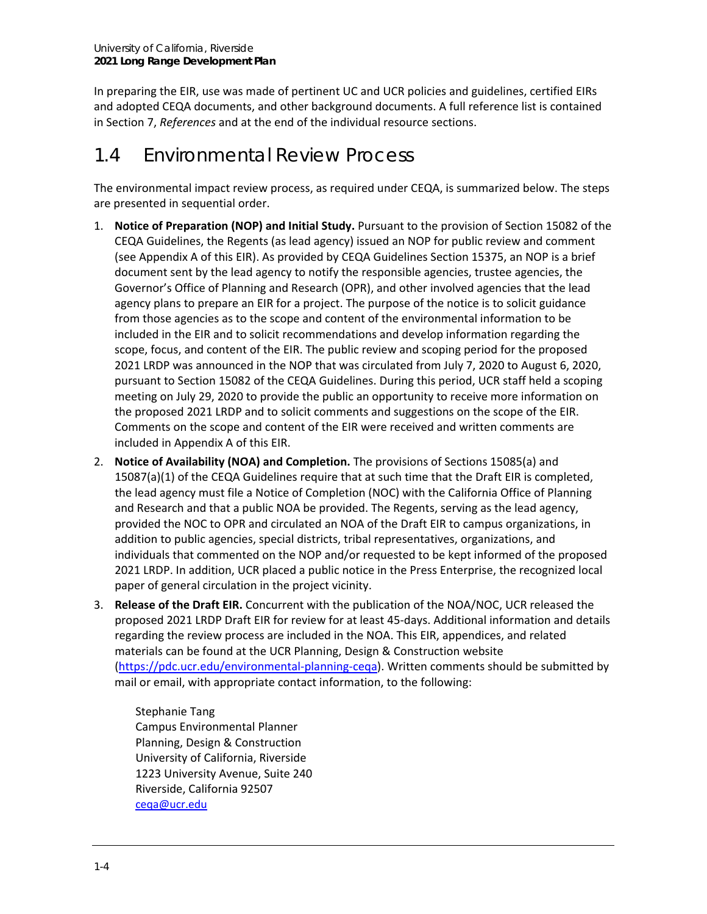In preparing the EIR, use was made of pertinent UC and UCR policies and guidelines, certified EIRs and adopted CEQA documents, and other background documents. A full reference list is contained in Section 7, *References* and at the end of the individual resource sections.

## 1.4 Environmental Review Process

The environmental impact review process, as required under CEQA, is summarized below. The steps are presented in sequential order.

1. **Notice of Preparation (NOP) and Initial Study.** Pursuant to the provision of Section 15082 of the CEQA Guidelines, the Regents (as lead agency) issued an NOP for public review and comment (see Appendix A of this EIR). As provided by CEQA Guidelines Section 15375, an NOP is a brief document sent by the lead agency to notify the responsible agencies, trustee agencies, the Governor's Office of Planning and Research (OPR), and other involved agencies that the lead agency plans to prepare an EIR for a project. The purpose of the notice is to solicit guidance from those agencies as to the scope and content of the environmental information to be included in the EIR and to solicit recommendations and develop information regarding the scope, focus, and content of the EIR. The public review and scoping period for the proposed 2021 LRDP was announced in the NOP that was circulated from July 7, 2020 to August 6, 2020, pursuant to Section 15082 of the CEQA Guidelines. During this period, UCR staff held a scoping meeting on July 29, 2020 to provide the public an opportunity to receive more information on the proposed 2021 LRDP and to solicit comments and suggestions on the scope of the EIR. Comments on the scope and content of the EIR were received and written comments are included in Appendix A of this EIR.
2. **Notice of Availability (NOA) and Completion.** The provisions of Sections 15085(a) and 15087(a)(1) of the CEQA Guidelines require that at such time that the Draft EIR is completed, the lead agency must file a Notice of Completion (NOC) with the California Office of Planning and Research and that a public NOA be provided. The Regents, serving as the lead agency, provided the NOC to OPR and circulated an NOA of the Draft EIR to campus organizations, in addition to public agencies, special districts, tribal representatives, organizations, and individuals that commented on the NOP and/or requested to be kept informed of the proposed 2021 LRDP. In addition, UCR placed a public notice in the Press Enterprise, the recognized local paper of general circulation in the project vicinity.
3. **Release of the Draft EIR.** Concurrent with the publication of the NOA/NOC, UCR released the proposed 2021 LRDP Draft EIR for review for at least 45-days. Additional information and details regarding the review process are included in the NOA. This EIR, appendices, and related materials can be found at the UCR Planning, Design & Construction website (https://pdc.ucr.edu/environmental-planning-ceqa). Written comments should be submitted by mail or email, with appropriate contact information, to the following:

   Stephanie Tang
   Campus Environmental Planner
   Planning, Design & Construction
   University of California, Riverside
   1223 University Avenue, Suite 240
   Riverside, California 92507
   ceqa@ucr.edu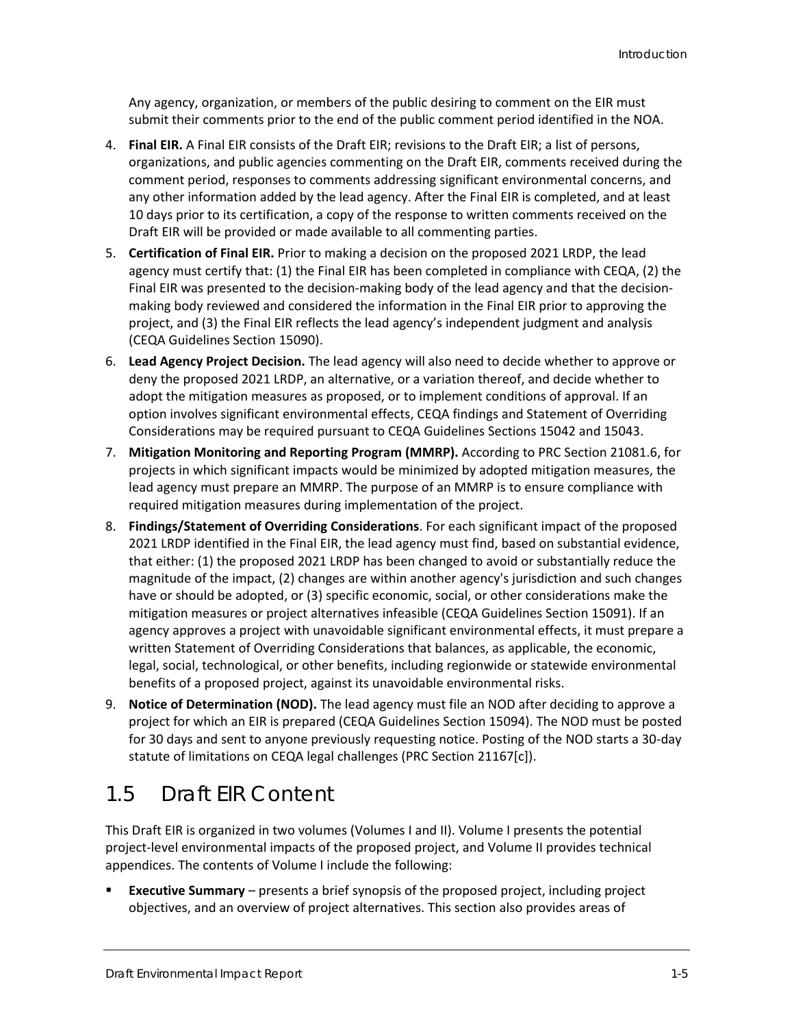Any agency, organization, or members of the public desiring to comment on the EIR must submit their comments prior to the end of the public comment period identified in the NOA.

4. **Final EIR.** A Final EIR consists of the Draft EIR; revisions to the Draft EIR; a list of persons, organizations, and public agencies commenting on the Draft EIR, comments received during the comment period, responses to comments addressing significant environmental concerns, and any other information added by the lead agency. After the Final EIR is completed, and at least 10 days prior to its certification, a copy of the response to written comments received on the Draft EIR will be provided or made available to all commenting parties.
5. **Certification of Final EIR.** Prior to making a decision on the proposed 2021 LRDP, the lead agency must certify that: (1) the Final EIR has been completed in compliance with CEQA, (2) the Final EIR was presented to the decision-making body of the lead agency and that the decision-making body reviewed and considered the information in the Final EIR prior to approving the project, and (3) the Final EIR reflects the lead agency's independent judgment and analysis (CEQA Guidelines Section 15090).
6. **Lead Agency Project Decision.** The lead agency will also need to decide whether to approve or deny the proposed 2021 LRDP, an alternative, or a variation thereof, and decide whether to adopt the mitigation measures as proposed, or to implement conditions of approval. If an option involves significant environmental effects, CEQA findings and Statement of Overriding Considerations may be required pursuant to CEQA Guidelines Sections 15042 and 15043.
7. **Mitigation Monitoring and Reporting Program (MMRP).** According to PRC Section 21081.6, for projects in which significant impacts would be minimized by adopted mitigation measures, the lead agency must prepare an MMRP. The purpose of an MMRP is to ensure compliance with required mitigation measures during implementation of the project.
8. **Findings/Statement of Overriding Considerations**. For each significant impact of the proposed 2021 LRDP identified in the Final EIR, the lead agency must find, based on substantial evidence, that either: (1) the proposed 2021 LRDP has been changed to avoid or substantially reduce the magnitude of the impact, (2) changes are within another agency's jurisdiction and such changes have or should be adopted, or (3) specific economic, social, or other considerations make the mitigation measures or project alternatives infeasible (CEQA Guidelines Section 15091). If an agency approves a project with unavoidable significant environmental effects, it must prepare a written Statement of Overriding Considerations that balances, as applicable, the economic, legal, social, technological, or other benefits, including regionwide or statewide environmental benefits of a proposed project, against its unavoidable environmental risks.
9. **Notice of Determination (NOD).** The lead agency must file an NOD after deciding to approve a project for which an EIR is prepared (CEQA Guidelines Section 15094). The NOD must be posted for 30 days and sent to anyone previously requesting notice. Posting of the NOD starts a 30-day statute of limitations on CEQA legal challenges (PRC Section 21167[c]).

## 1.5 Draft EIR Content

This Draft EIR is organized in two volumes (Volumes I and II). Volume I presents the potential project-level environmental impacts of the proposed project, and Volume II provides technical appendices. The contents of Volume I include the following:

- **Executive Summary** – presents a brief synopsis of the proposed project, including project objectives, and an overview of project alternatives. This section also provides areas of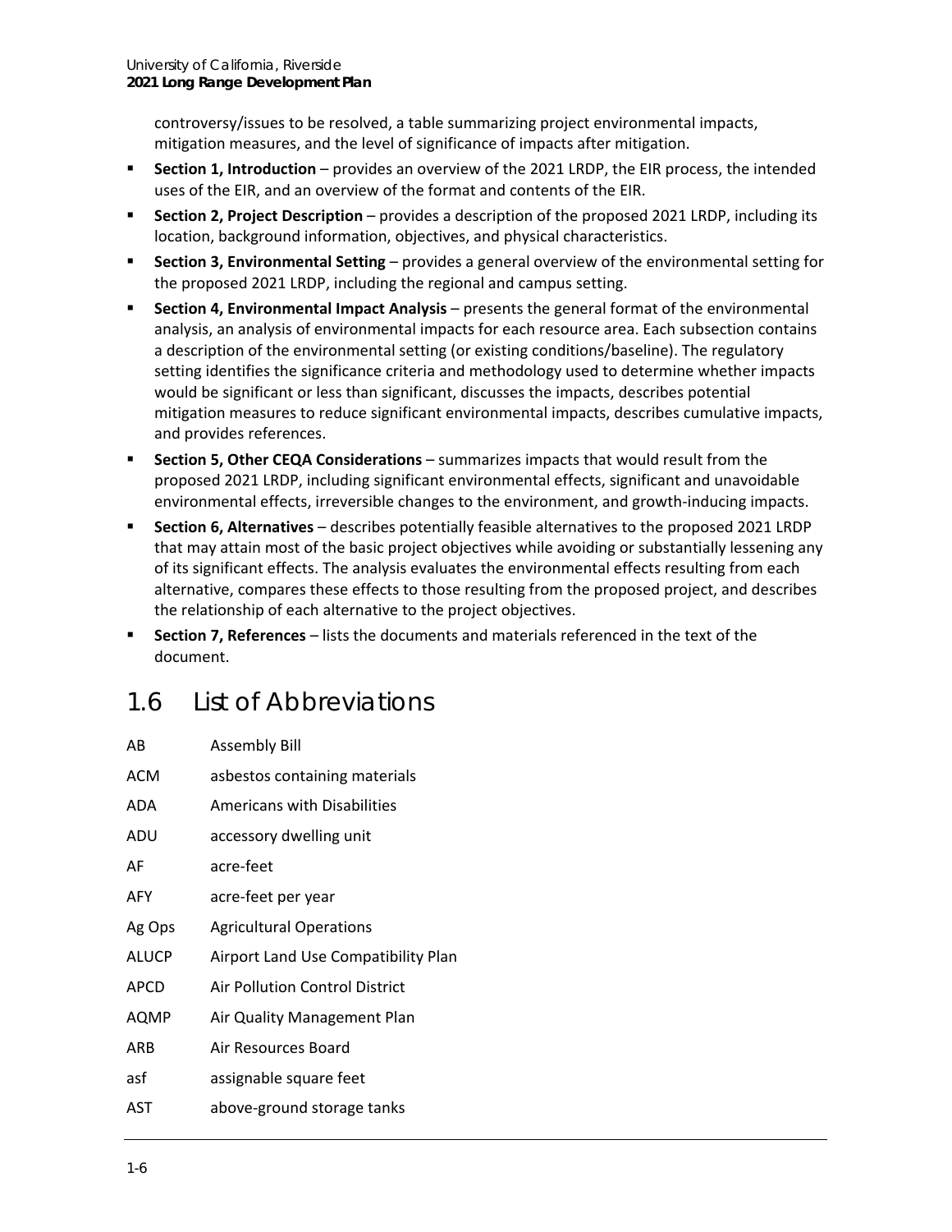controversy/issues to be resolved, a table summarizing project environmental impacts, mitigation measures, and the level of significance of impacts after mitigation.

- **Section 1, Introduction** – provides an overview of the 2021 LRDP, the EIR process, the intended uses of the EIR, and an overview of the format and contents of the EIR.
- **Section 2, Project Description** – provides a description of the proposed 2021 LRDP, including its location, background information, objectives, and physical characteristics.
- **Section 3, Environmental Setting** – provides a general overview of the environmental setting for the proposed 2021 LRDP, including the regional and campus setting.
- **Section 4, Environmental Impact Analysis** – presents the general format of the environmental analysis, an analysis of environmental impacts for each resource area. Each subsection contains a description of the environmental setting (or existing conditions/baseline). The regulatory setting identifies the significance criteria and methodology used to determine whether impacts would be significant or less than significant, discusses the impacts, describes potential mitigation measures to reduce significant environmental impacts, describes cumulative impacts, and provides references.
- **Section 5, Other CEQA Considerations** – summarizes impacts that would result from the proposed 2021 LRDP, including significant environmental effects, significant and unavoidable environmental effects, irreversible changes to the environment, and growth-inducing impacts.
- **Section 6, Alternatives** – describes potentially feasible alternatives to the proposed 2021 LRDP that may attain most of the basic project objectives while avoiding or substantially lessening any of its significant effects. The analysis evaluates the environmental effects resulting from each alternative, compares these effects to those resulting from the proposed project, and describes the relationship of each alternative to the project objectives.
- **Section 7, References** – lists the documents and materials referenced in the text of the document.

## 1.6 List of Abbreviations

| | |
|---|---|
| AB | Assembly Bill |
| ACM | asbestos containing materials |
| ADA | Americans with Disabilities |
| ADU | accessory dwelling unit |
| AF | acre-feet |
| AFY | acre-feet per year |
| Ag Ops | Agricultural Operations |
| ALUCP | Airport Land Use Compatibility Plan |
| APCD | Air Pollution Control District |
| AQMP | Air Quality Management Plan |
| ARB | Air Resources Board |
| asf | assignable square feet |
| AST | above-ground storage tanks |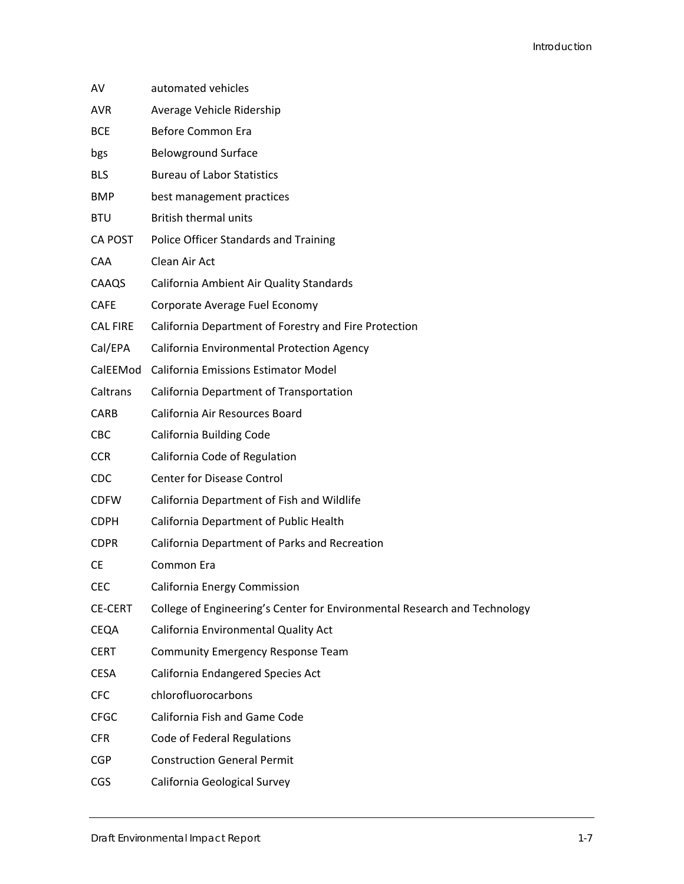| | |
|---|---|
| AV | automated vehicles |
| AVR | Average Vehicle Ridership |
| BCE | Before Common Era |
| bgs | Belowground Surface |
| BLS | Bureau of Labor Statistics |
| BMP | best management practices |
| BTU | British thermal units |
| CA POST | Police Officer Standards and Training |
| CAA | Clean Air Act |
| CAAQS | California Ambient Air Quality Standards |
| CAFE | Corporate Average Fuel Economy |
| CAL FIRE | California Department of Forestry and Fire Protection |
| Cal/EPA | California Environmental Protection Agency |
| CalEEMod | California Emissions Estimator Model |
| Caltrans | California Department of Transportation |
| CARB | California Air Resources Board |
| CBC | California Building Code |
| CCR | California Code of Regulation |
| CDC | Center for Disease Control |
| CDFW | California Department of Fish and Wildlife |
| CDPH | California Department of Public Health |
| CDPR | California Department of Parks and Recreation |
| CE | Common Era |
| CEC | California Energy Commission |
| CE-CERT | College of Engineering's Center for Environmental Research and Technology |
| CEQA | California Environmental Quality Act |
| CERT | Community Emergency Response Team |
| CESA | California Endangered Species Act |
| CFC | chlorofluorocarbons |
| CFGC | California Fish and Game Code |
| CFR | Code of Federal Regulations |
| CGP | Construction General Permit |
| CGS | California Geological Survey |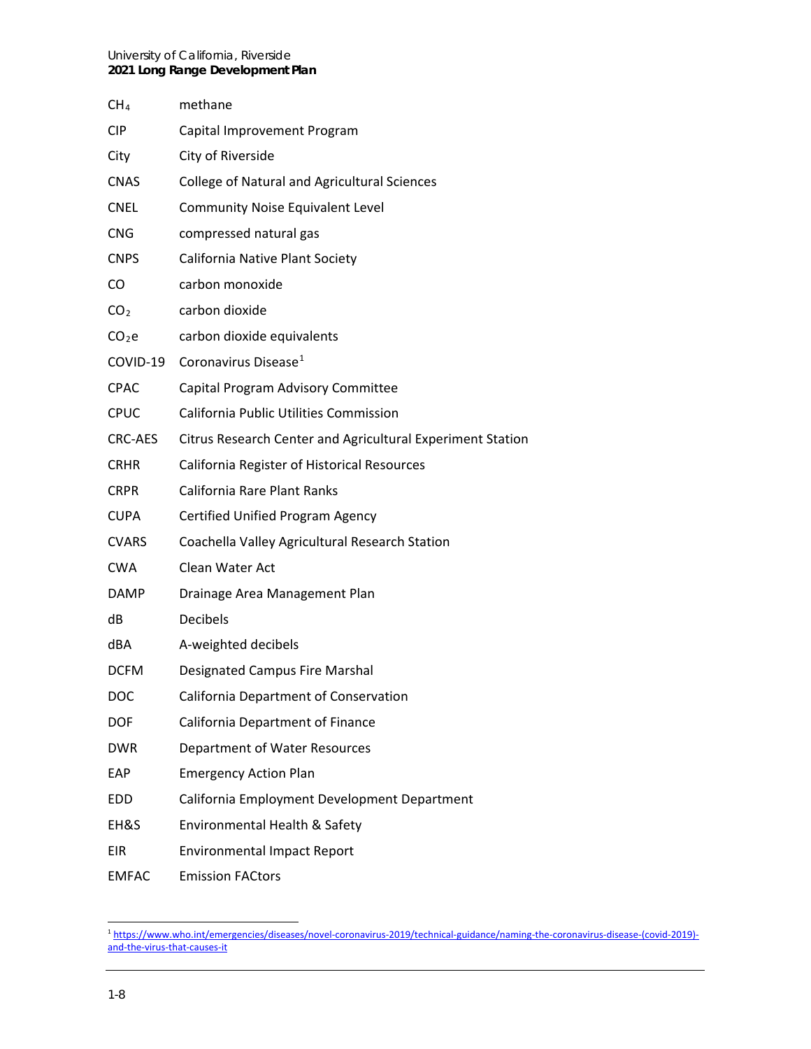| | |
|---|---|
| $CH_4$ | methane |
| CIP | Capital Improvement Program |
| City | City of Riverside |
| CNAS | College of Natural and Agricultural Sciences |
| CNEL | Community Noise Equivalent Level |
| CNG | compressed natural gas |
| CNPS | California Native Plant Society |
| CO | carbon monoxide |
| $CO_2$ | carbon dioxide |
| $CO_2e$ | carbon dioxide equivalents |
| COVID-19 | Coronavirus Disease[1] |
| CPAC | Capital Program Advisory Committee |
| CPUC | California Public Utilities Commission |
| CRC-AES | Citrus Research Center and Agricultural Experiment Station |
| CRHR | California Register of Historical Resources |
| CRPR | California Rare Plant Ranks |
| CUPA | Certified Unified Program Agency |
| CVARS | Coachella Valley Agricultural Research Station |
| CWA | Clean Water Act |
| DAMP | Drainage Area Management Plan |
| dB | Decibels |
| dBA | A-weighted decibels |
| DCFM | Designated Campus Fire Marshal |
| DOC | California Department of Conservation |
| DOF | California Department of Finance |
| DWR | Department of Water Resources |
| EAP | Emergency Action Plan |
| EDD | California Employment Development Department |
| EH&S | Environmental Health & Safety |
| EIR | Environmental Impact Report |
| EMFAC | Emission FACtors |

[1] https://www.who.int/emergencies/diseases/novel-coronavirus-2019/technical-guidance/naming-the-coronavirus-disease-(covid-2019)-and-the-virus-that-causes-it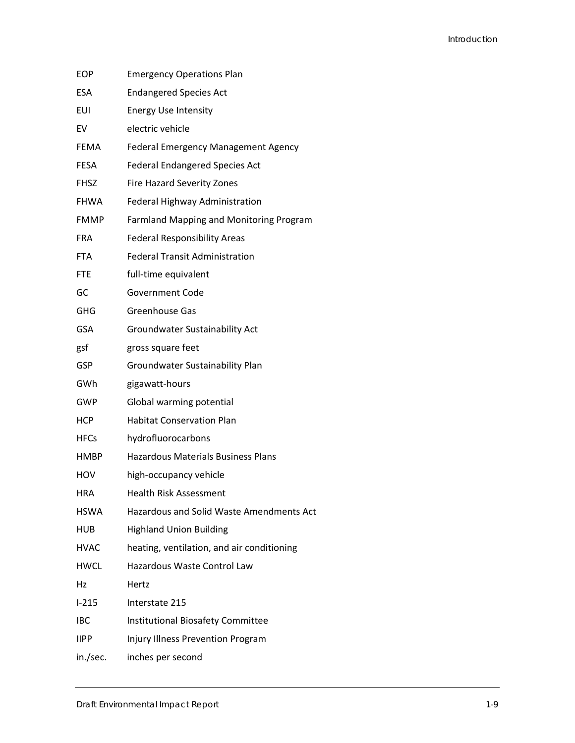| | |
|---|---|
| EOP | Emergency Operations Plan |
| ESA | Endangered Species Act |
| EUI | Energy Use Intensity |
| EV | electric vehicle |
| FEMA | Federal Emergency Management Agency |
| FESA | Federal Endangered Species Act |
| FHSZ | Fire Hazard Severity Zones |
| FHWA | Federal Highway Administration |
| FMMP | Farmland Mapping and Monitoring Program |
| FRA | Federal Responsibility Areas |
| FTA | Federal Transit Administration |
| FTE | full-time equivalent |
| GC | Government Code |
| GHG | Greenhouse Gas |
| GSA | Groundwater Sustainability Act |
| gsf | gross square feet |
| GSP | Groundwater Sustainability Plan |
| GWh | gigawatt-hours |
| GWP | Global warming potential |
| HCP | Habitat Conservation Plan |
| HFCs | hydrofluorocarbons |
| HMBP | Hazardous Materials Business Plans |
| HOV | high-occupancy vehicle |
| HRA | Health Risk Assessment |
| HSWA | Hazardous and Solid Waste Amendments Act |
| HUB | Highland Union Building |
| HVAC | heating, ventilation, and air conditioning |
| HWCL | Hazardous Waste Control Law |
| Hz | Hertz |
| I-215 | Interstate 215 |
| IBC | Institutional Biosafety Committee |
| IIPP | Injury Illness Prevention Program |
| in./sec. | inches per second |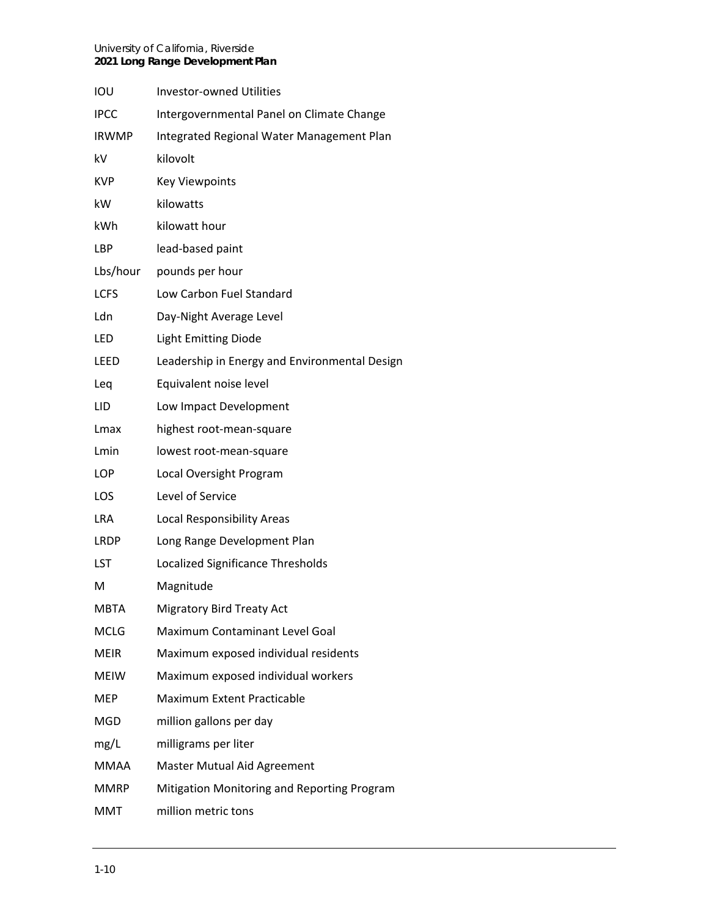| | |
|---|---|
| IOU | Investor-owned Utilities |
| IPCC | Intergovernmental Panel on Climate Change |
| IRWMP | Integrated Regional Water Management Plan |
| kV | kilovolt |
| KVP | Key Viewpoints |
| kW | kilowatts |
| kWh | kilowatt hour |
| LBP | lead-based paint |
| Lbs/hour | pounds per hour |
| LCFS | Low Carbon Fuel Standard |
| Ldn | Day-Night Average Level |
| LED | Light Emitting Diode |
| LEED | Leadership in Energy and Environmental Design |
| Leq | Equivalent noise level |
| LID | Low Impact Development |
| Lmax | highest root-mean-square |
| Lmin | lowest root-mean-square |
| LOP | Local Oversight Program |
| LOS | Level of Service |
| LRA | Local Responsibility Areas |
| LRDP | Long Range Development Plan |
| LST | Localized Significance Thresholds |
| M | Magnitude |
| MBTA | Migratory Bird Treaty Act |
| MCLG | Maximum Contaminant Level Goal |
| MEIR | Maximum exposed individual residents |
| MEIW | Maximum exposed individual workers |
| MEP | Maximum Extent Practicable |
| MGD | million gallons per day |
| mg/L | milligrams per liter |
| MMAA | Master Mutual Aid Agreement |
| MMRP | Mitigation Monitoring and Reporting Program |
| MMT | million metric tons |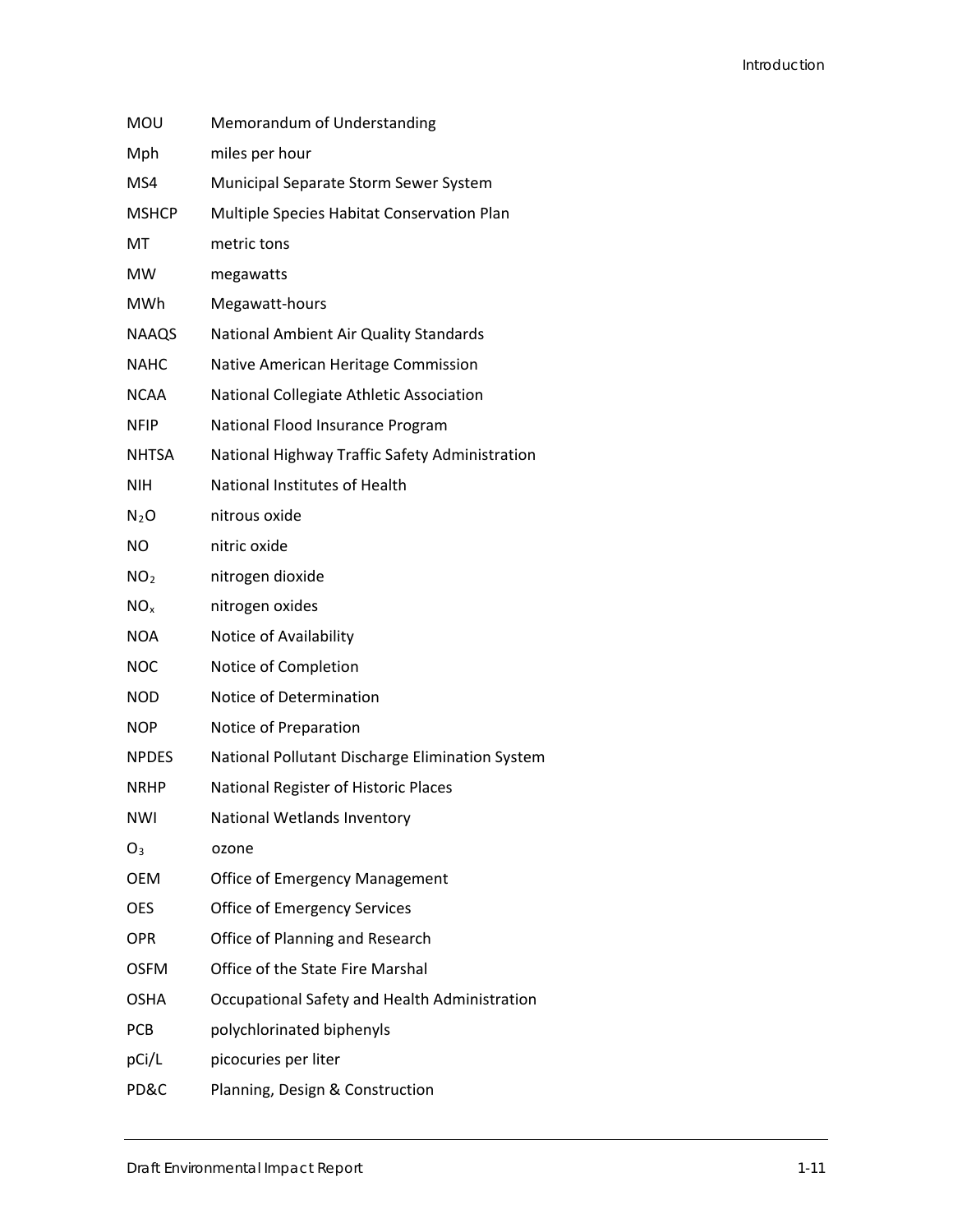| | |
|---|---|
| MOU | Memorandum of Understanding |
| Mph | miles per hour |
| MS4 | Municipal Separate Storm Sewer System |
| MSHCP | Multiple Species Habitat Conservation Plan |
| MT | metric tons |
| MW | megawatts |
| MWh | Megawatt-hours |
| NAAQS | National Ambient Air Quality Standards |
| NAHC | Native American Heritage Commission |
| NCAA | National Collegiate Athletic Association |
| NFIP | National Flood Insurance Program |
| NHTSA | National Highway Traffic Safety Administration |
| NIH | National Institutes of Health |
| $N_2O$ | nitrous oxide |
| NO | nitric oxide |
| $NO_2$ | nitrogen dioxide |
| $NO_x$ | nitrogen oxides |
| NOA | Notice of Availability |
| NOC | Notice of Completion |
| NOD | Notice of Determination |
| NOP | Notice of Preparation |
| NPDES | National Pollutant Discharge Elimination System |
| NRHP | National Register of Historic Places |
| NWI | National Wetlands Inventory |
| $O_3$ | ozone |
| OEM | Office of Emergency Management |
| OES | Office of Emergency Services |
| OPR | Office of Planning and Research |
| OSFM | Office of the State Fire Marshal |
| OSHA | Occupational Safety and Health Administration |
| PCB | polychlorinated biphenyls |
| pCi/L | picocuries per liter |
| PD&C | Planning, Design & Construction |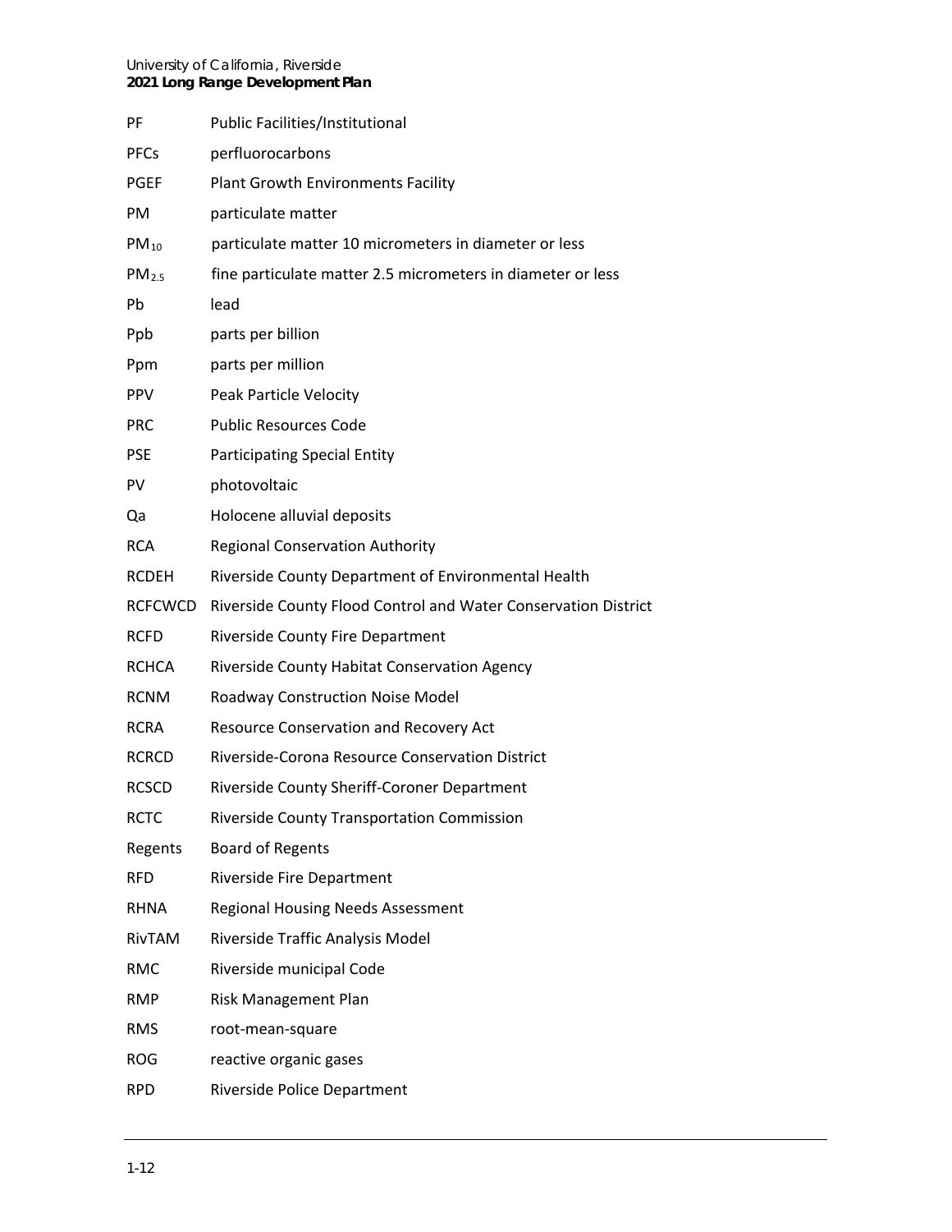| | |
|---|---|
| PF | Public Facilities/Institutional |
| PFCs | perfluorocarbons |
| PGEF | Plant Growth Environments Facility |
| PM | particulate matter |
| $PM_{10}$ | particulate matter 10 micrometers in diameter or less |
| $PM_{2.5}$ | fine particulate matter 2.5 micrometers in diameter or less |
| Pb | lead |
| Ppb | parts per billion |
| Ppm | parts per million |
| PPV | Peak Particle Velocity |
| PRC | Public Resources Code |
| PSE | Participating Special Entity |
| PV | photovoltaic |
| Qa | Holocene alluvial deposits |
| RCA | Regional Conservation Authority |
| RCDEH | Riverside County Department of Environmental Health |
| RCFCWCD | Riverside County Flood Control and Water Conservation District |
| RCFD | Riverside County Fire Department |
| RCHCA | Riverside County Habitat Conservation Agency |
| RCNM | Roadway Construction Noise Model |
| RCRA | Resource Conservation and Recovery Act |
| RCRCD | Riverside-Corona Resource Conservation District |
| RCSCD | Riverside County Sheriff-Coroner Department |
| RCTC | Riverside County Transportation Commission |
| Regents | Board of Regents |
| RFD | Riverside Fire Department |
| RHNA | Regional Housing Needs Assessment |
| RivTAM | Riverside Traffic Analysis Model |
| RMC | Riverside municipal Code |
| RMP | Risk Management Plan |
| RMS | root-mean-square |
| ROG | reactive organic gases |
| RPD | Riverside Police Department |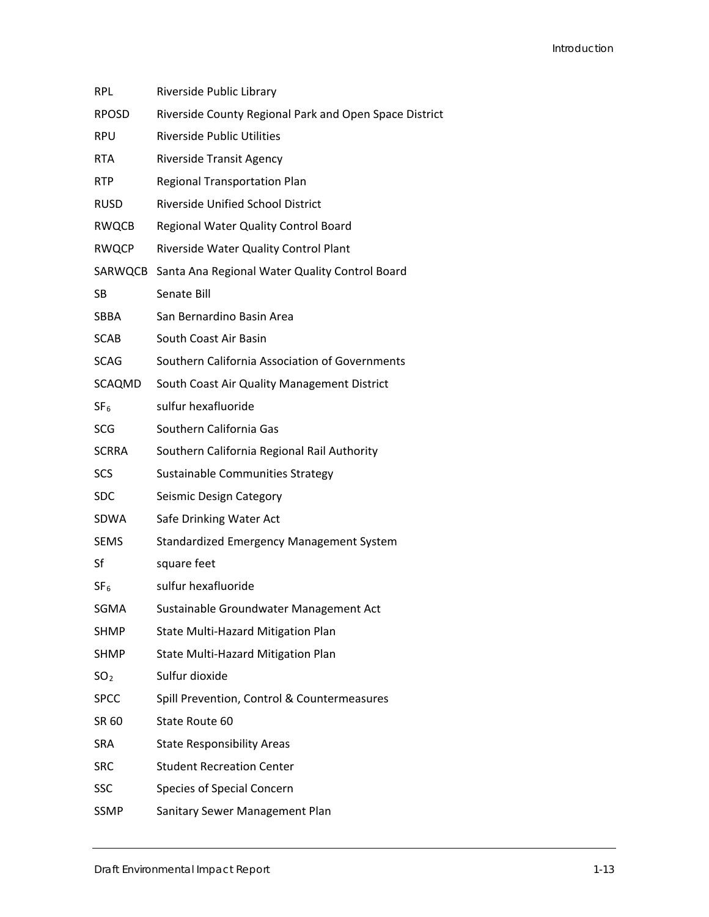| | |
|---|---|
| RPL | Riverside Public Library |
| RPOSD | Riverside County Regional Park and Open Space District |
| RPU | Riverside Public Utilities |
| RTA | Riverside Transit Agency |
| RTP | Regional Transportation Plan |
| RUSD | Riverside Unified School District |
| RWQCB | Regional Water Quality Control Board |
| RWQCP | Riverside Water Quality Control Plant |
| SARWQCB | Santa Ana Regional Water Quality Control Board |
| SB | Senate Bill |
| SBBA | San Bernardino Basin Area |
| SCAB | South Coast Air Basin |
| SCAG | Southern California Association of Governments |
| SCAQMD | South Coast Air Quality Management District |
| $SF_6$ | sulfur hexafluoride |
| SCG | Southern California Gas |
| SCRRA | Southern California Regional Rail Authority |
| SCS | Sustainable Communities Strategy |
| SDC | Seismic Design Category |
| SDWA | Safe Drinking Water Act |
| SEMS | Standardized Emergency Management System |
| Sf | square feet |
| $SF_6$ | sulfur hexafluoride |
| SGMA | Sustainable Groundwater Management Act |
| SHMP | State Multi-Hazard Mitigation Plan |
| SHMP | State Multi-Hazard Mitigation Plan |
| $SO_2$ | Sulfur dioxide |
| SPCC | Spill Prevention, Control & Countermeasures |
| SR 60 | State Route 60 |
| SRA | State Responsibility Areas |
| SRC | Student Recreation Center |
| SSC | Species of Special Concern |
| SSMP | Sanitary Sewer Management Plan |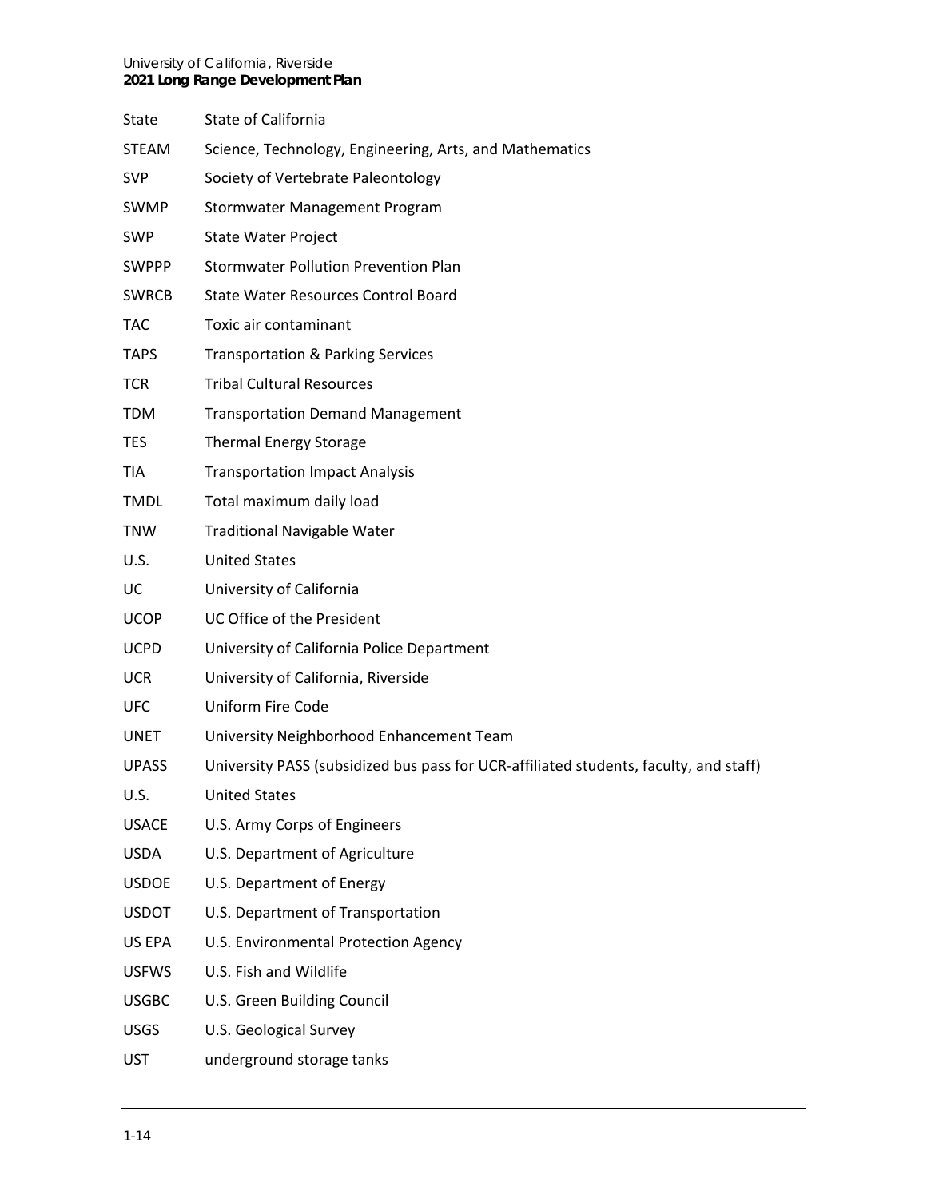| | |
|---|---|
| State | State of California |
| STEAM | Science, Technology, Engineering, Arts, and Mathematics |
| SVP | Society of Vertebrate Paleontology |
| SWMP | Stormwater Management Program |
| SWP | State Water Project |
| SWPPP | Stormwater Pollution Prevention Plan |
| SWRCB | State Water Resources Control Board |
| TAC | Toxic air contaminant |
| TAPS | Transportation & Parking Services |
| TCR | Tribal Cultural Resources |
| TDM | Transportation Demand Management |
| TES | Thermal Energy Storage |
| TIA | Transportation Impact Analysis |
| TMDL | Total maximum daily load |
| TNW | Traditional Navigable Water |
| U.S. | United States |
| UC | University of California |
| UCOP | UC Office of the President |
| UCPD | University of California Police Department |
| UCR | University of California, Riverside |
| UFC | Uniform Fire Code |
| UNET | University Neighborhood Enhancement Team |
| UPASS | University PASS (subsidized bus pass for UCR-affiliated students, faculty, and staff) |
| U.S. | United States |
| USACE | U.S. Army Corps of Engineers |
| USDA | U.S. Department of Agriculture |
| USDOE | U.S. Department of Energy |
| USDOT | U.S. Department of Transportation |
| US EPA | U.S. Environmental Protection Agency |
| USFWS | U.S. Fish and Wildlife |
| USGBC | U.S. Green Building Council |
| USGS | U.S. Geological Survey |
| UST | underground storage tanks |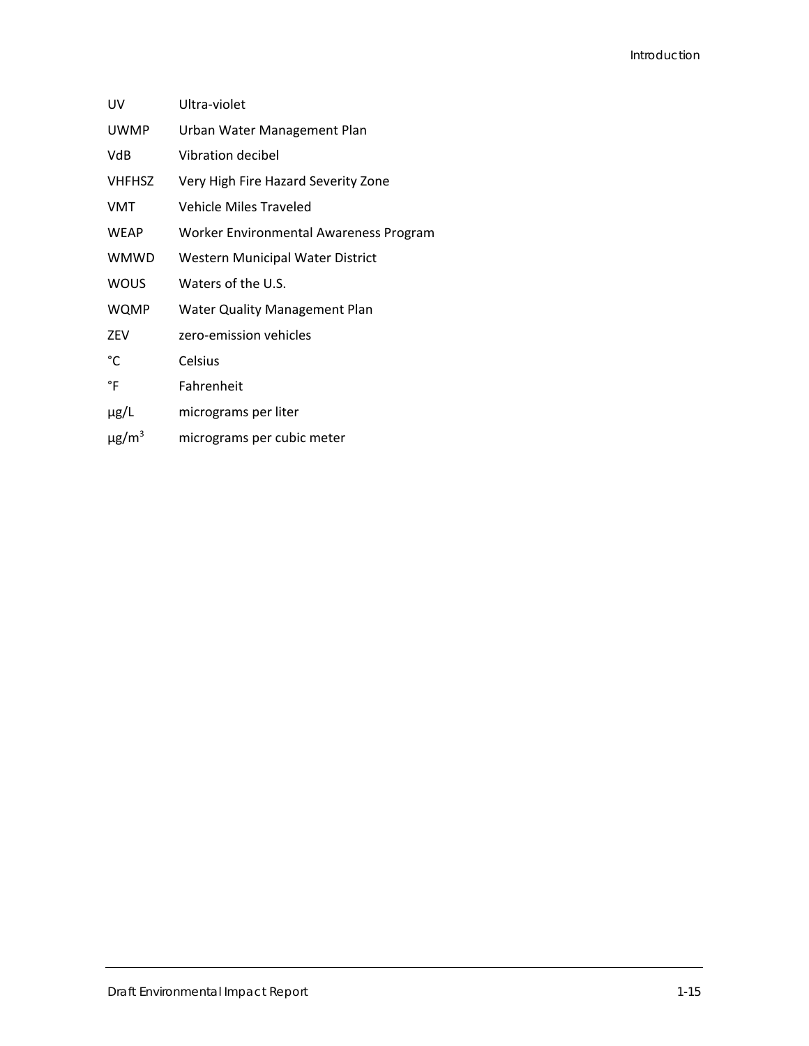| | |
|---|---|
| UV | Ultra-violet |
| UWMP | Urban Water Management Plan |
| VdB | Vibration decibel |
| VHFHSZ | Very High Fire Hazard Severity Zone |
| VMT | Vehicle Miles Traveled |
| WEAP | Worker Environmental Awareness Program |
| WMWD | Western Municipal Water District |
| WOUS | Waters of the U.S. |
| WQMP | Water Quality Management Plan |
| ZEV | zero-emission vehicles |
| °C | Celsius |
| °F | Fahrenheit |
| μg/L | micrograms per liter |
| $\mu g/m^3$ | micrograms per cubic meter |